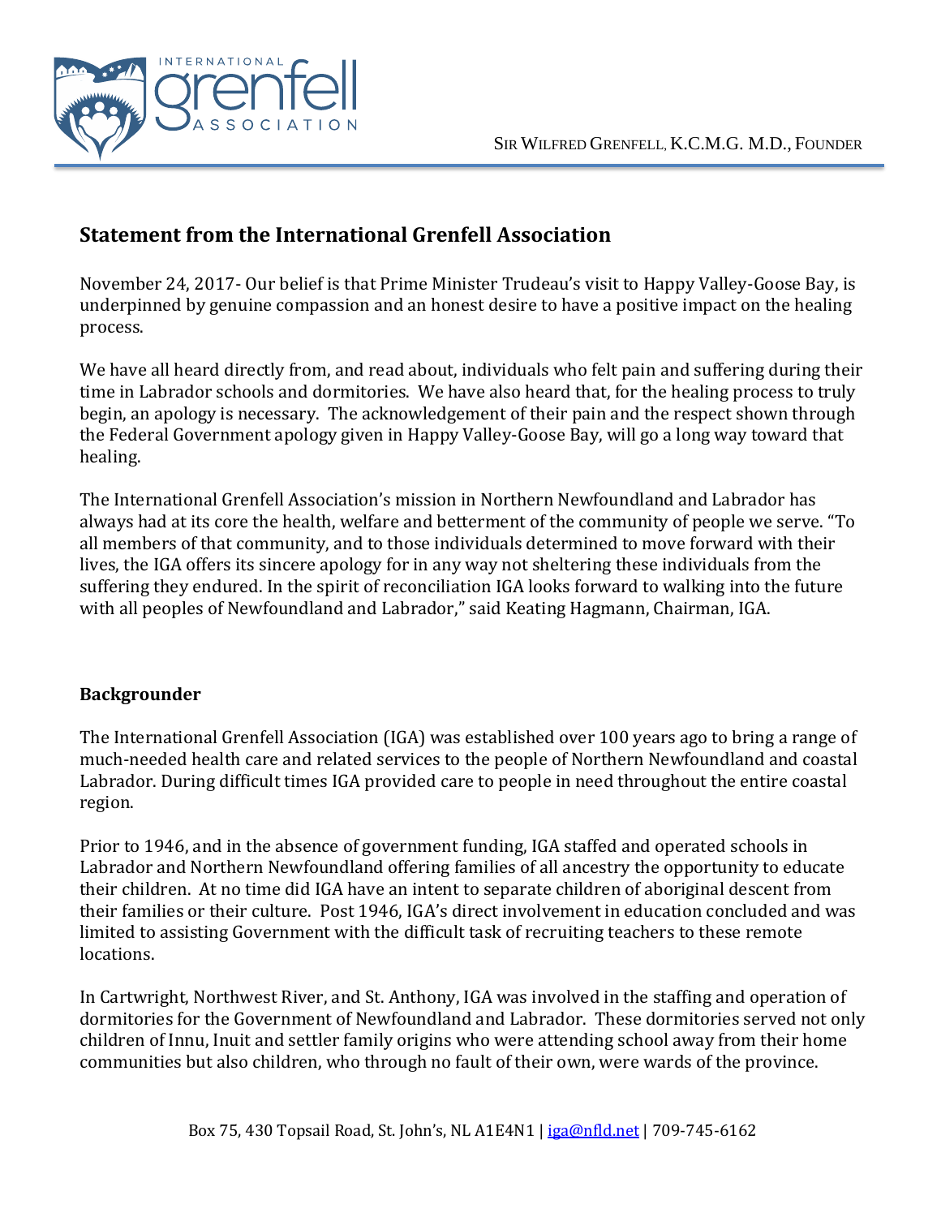INTERNATIONAL grenfell ASSOCIATION

SIR WILFRED GRENFELL, K.C.M.G. M.D., FOUNDER

## Statement from the International Grenfell Association

November 24, 2017- Our belief is that Prime Minister Trudeau's visit to Happy Valley-Goose Bay, is underpinned by genuine compassion and an honest desire to have a positive impact on the healing process.

We have all heard directly from, and read about, individuals who felt pain and suffering during their time in Labrador schools and dormitories. We have also heard that, for the healing process to truly begin, an apology is necessary. The acknowledgement of their pain and the respect shown through the Federal Government apology given in Happy Valley-Goose Bay, will go a long way toward that healing.

The International Grenfell Association's mission in Northern Newfoundland and Labrador has always had at its core the health, welfare and betterment of the community of people we serve. "To all members of that community, and to those individuals determined to move forward with their lives, the IGA offers its sincere apology for in any way not sheltering these individuals from the suffering they endured. In the spirit of reconciliation IGA looks forward to walking into the future with all peoples of Newfoundland and Labrador," said Keating Hagmann, Chairman, IGA.

### Backgrounder

The International Grenfell Association (IGA) was established over 100 years ago to bring a range of much-needed health care and related services to the people of Northern Newfoundland and coastal Labrador. During difficult times IGA provided care to people in need throughout the entire coastal region.

Prior to 1946, and in the absence of government funding, IGA staffed and operated schools in Labrador and Northern Newfoundland offering families of all ancestry the opportunity to educate their children. At no time did IGA have an intent to separate children of aboriginal descent from their families or their culture. Post 1946, IGA's direct involvement in education concluded and was limited to assisting Government with the difficult task of recruiting teachers to these remote locations.

In Cartwright, Northwest River, and St. Anthony, IGA was involved in the staffing and operation of dormitories for the Government of Newfoundland and Labrador. These dormitories served not only children of Innu, Inuit and settler family origins who were attending school away from their home communities but also children, who through no fault of their own, were wards of the province.

Box 75, 430 Topsail Road, St. John's, NL A1E4N1 | iga@nfld.net | 709-745-6162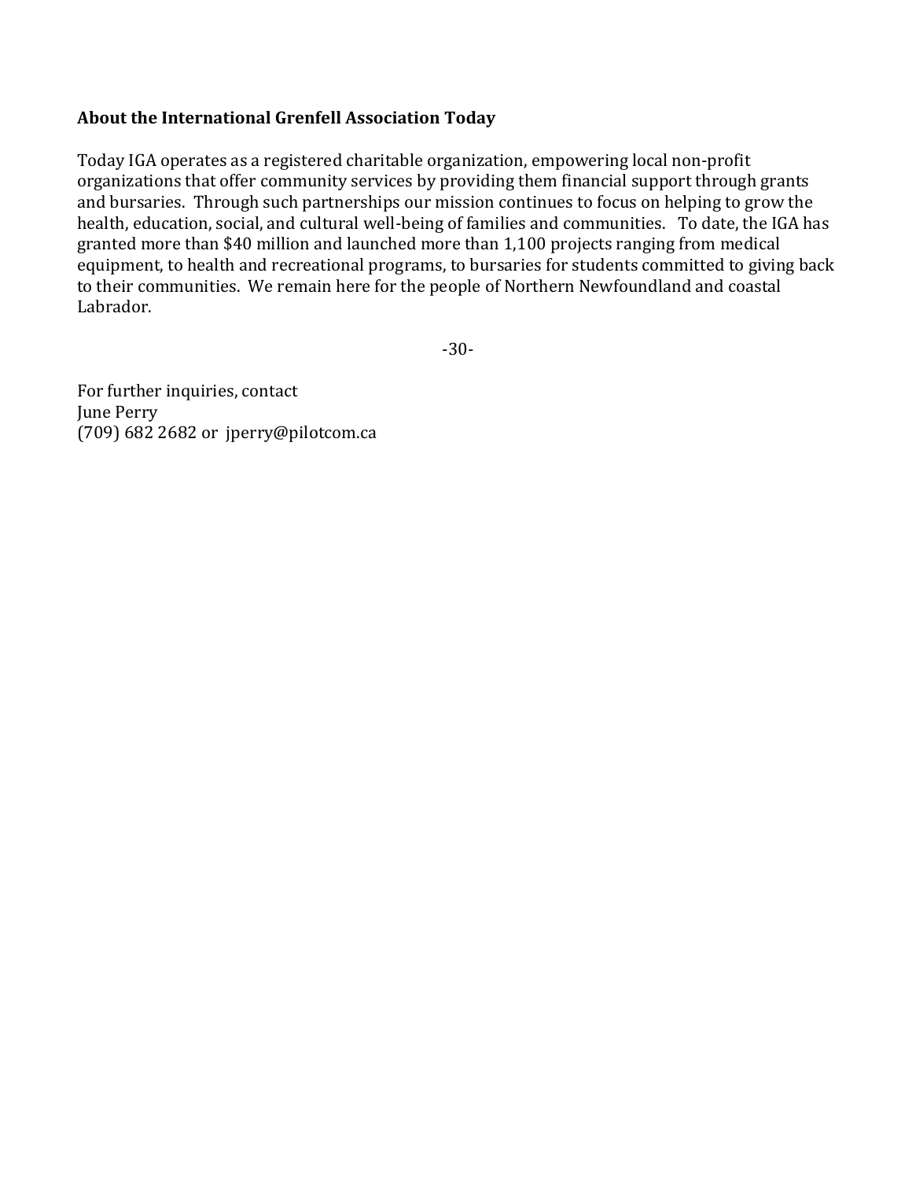**About the International Grenfell Association Today**

Today IGA operates as a registered charitable organization, empowering local non-profit organizations that offer community services by providing them financial support through grants and bursaries. Through such partnerships our mission continues to focus on helping to grow the health, education, social, and cultural well-being of families and communities. To date, the IGA has granted more than $40 million and launched more than 1,100 projects ranging from medical equipment, to health and recreational programs, to bursaries for students committed to giving back to their communities. We remain here for the people of Northern Newfoundland and coastal Labrador.

-30-

For further inquiries, contact
June Perry
(709) 682 2682 or jperry@pilotcom.ca